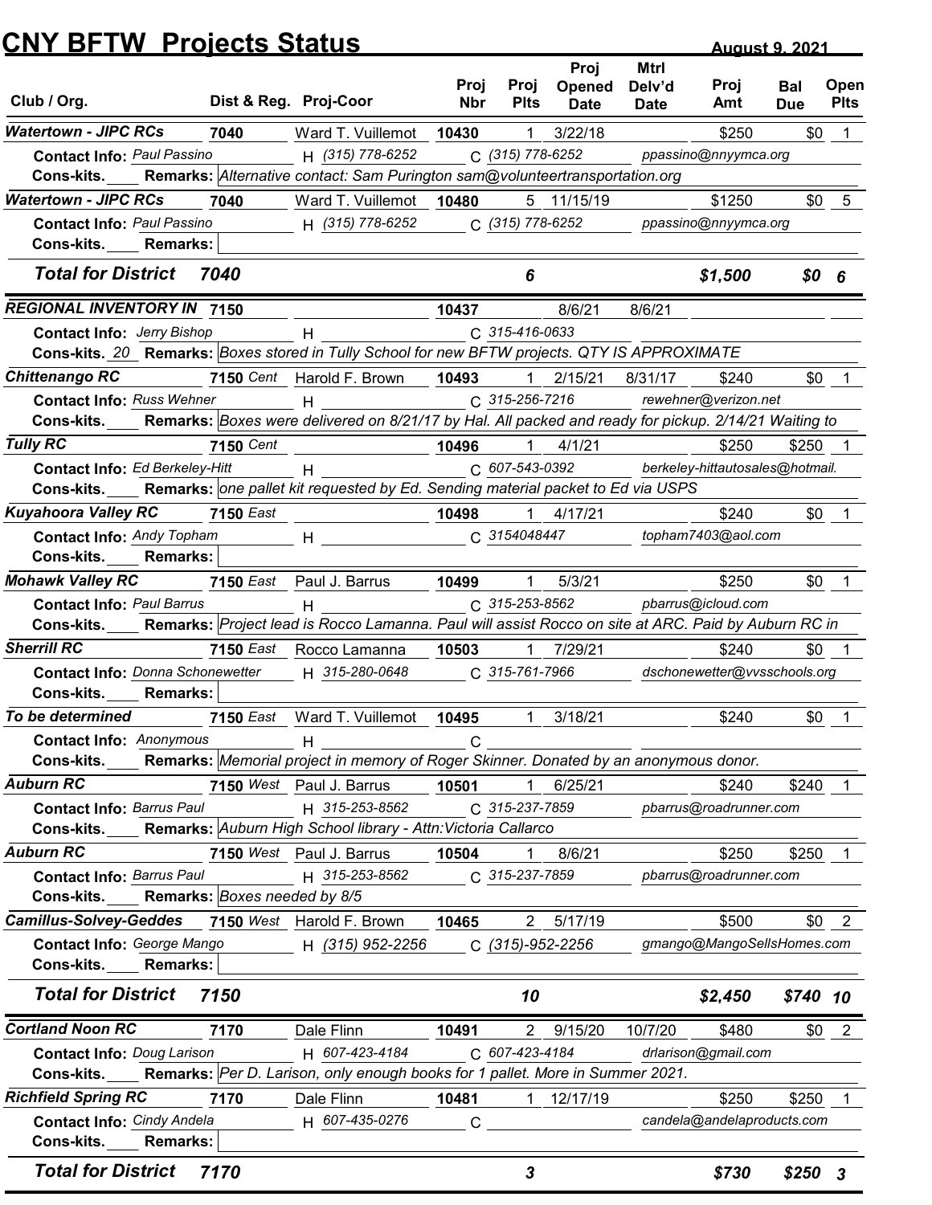# CNY BFTW Projects Status

**August 9, 2021**

| Club / Org. | Dist & Reg. | Proj-Coor | Proj Nbr | Proj Plts | Proj Opened Date | Mtrl Delv'd Date | Proj Amt | Bal Due | Open Plts |
|---|---|---|---|---|---|---|---|---|---|
| ***Watertown - JIPC RCs*** | **7040** | Ward T. Vuillemot | **10430** | 1 | 3/22/18 | | $250 | $0 | 1 |
| **Contact Info:** *Paul Passino* | | H *(315) 778-6252* | C *(315) 778-6252* | | | *ppassino@nnyymca.org* | | | |
| **Cons-kits.** ____ | **Remarks:** *Alternative contact: Sam Purington sam@volunteertransportation.org* | | | | | | | | |
| ***Watertown - JIPC RCs*** | **7040** | Ward T. Vuillemot | **10480** | 5 | 11/15/19 | | $1250 | $0 | 5 |
| **Contact Info:** *Paul Passino* | | H *(315) 778-6252* | C *(315) 778-6252* | | | *ppassino@nnyymca.org* | | | |
| **Cons-kits.** ____ | **Remarks:** | | | | | | | | |
| ***Total for District*** | ***7040*** | | | ***6*** | | | ***$1,500*** | ***$0*** | ***6*** |
| ***REGIONAL INVENTORY IN*** | **7150** | | **10437** | | 8/6/21 | 8/6/21 | | | |
| **Contact Info:** *Jerry Bishop* | | H | C *315-416-0633* | | | | | | |
| **Cons-kits.** *20* | **Remarks:** *Boxes stored in Tully School for new BFTW projects. QTY IS APPROXIMATE* | | | | | | | | |
| ***Chittenango RC*** | **7150** *Cent* | Harold F. Brown | **10493** | 1 | 2/15/21 | 8/31/17 | $240 | $0 | 1 |
| **Contact Info:** *Russ Wehner* | | H | C *315-256-7216* | | | *rewehner@verizon.net* | | | |
| **Cons-kits.** ____ | **Remarks:** *Boxes were delivered on 8/21/17 by Hal. All packed and ready for pickup. 2/14/21 Waiting to* | | | | | | | | |
| ***Tully RC*** | **7150** *Cent* | | **10496** | 1 | 4/1/21 | | $250 | $250 | 1 |
| **Contact Info:** *Ed Berkeley-Hitt* | | H | C *607-543-0392* | | | *berkeley-hittautosales@hotmail.* | | | |
| **Cons-kits.** ____ | **Remarks:** *one pallet kit requested by Ed. Sending material packet to Ed via USPS* | | | | | | | | |
| ***Kuyahoora Valley RC*** | **7150** *East* | | **10498** | 1 | 4/17/21 | | $240 | $0 | 1 |
| **Contact Info:** *Andy Topham* | | H | C *3154048447* | | | *topham7403@aol.com* | | | |
| **Cons-kits.** ____ | **Remarks:** | | | | | | | | |
| ***Mohawk Valley RC*** | **7150** *East* | Paul J. Barrus | **10499** | 1 | 5/3/21 | | $250 | $0 | 1 |
| **Contact Info:** *Paul Barrus* | | H | C *315-253-8562* | | | *pbarrus@icloud.com* | | | |
| **Cons-kits.** ____ | **Remarks:** *Project lead is Rocco Lamanna. Paul will assist Rocco on site at ARC. Paid by Auburn RC in* | | | | | | | | |
| ***Sherrill RC*** | **7150** *East* | Rocco Lamanna | **10503** | 1 | 7/29/21 | | $240 | $0 | 1 |
| **Contact Info:** *Donna Schonewetter* | | H *315-280-0648* | C *315-761-7966* | | | *dschonewetter@vvsschools.org* | | | |
| **Cons-kits.** ____ | **Remarks:** | | | | | | | | |
| ***To be determined*** | **7150** *East* | Ward T. Vuillemot | **10495** | 1 | 3/18/21 | | $240 | $0 | 1 |
| **Contact Info:** *Anonymous* | | H | C | | | | | | |
| **Cons-kits.** ____ | **Remarks:** *Memorial project in memory of Roger Skinner. Donated by an anonymous donor.* | | | | | | | | |
| ***Auburn RC*** | **7150** *West* | Paul J. Barrus | **10501** | 1 | 6/25/21 | | $240 | $240 | 1 |
| **Contact Info:** *Barrus Paul* | | H *315-253-8562* | C *315-237-7859* | | | *pbarrus@roadrunner.com* | | | |
| **Cons-kits.** ____ | **Remarks:** *Auburn High School library - Attn:Victoria Callarco* | | | | | | | | |
| ***Auburn RC*** | **7150** *West* | Paul J. Barrus | **10504** | 1 | 8/6/21 | | $250 | $250 | 1 |
| **Contact Info:** *Barrus Paul* | | H *315-253-8562* | C *315-237-7859* | | | *pbarrus@roadrunner.com* | | | |
| **Cons-kits.** ____ | **Remarks:** *Boxes needed by 8/5* | | | | | | | | |
| ***Camillus-Solvey-Geddes*** | **7150** *West* | Harold F. Brown | **10465** | 2 | 5/17/19 | | $500 | $0 | 2 |
| **Contact Info:** *George Mango* | | H *(315) 952-2256* | C *(315)-952-2256* | | | *gmango@MangoSellsHomes.com* | | | |
| **Cons-kits.** ____ | **Remarks:** | | | | | | | | |
| ***Total for District*** | ***7150*** | | | ***10*** | | | ***$2,450*** | ***$740*** | ***10*** |
| ***Cortland Noon RC*** | **7170** | Dale Flinn | **10491** | 2 | 9/15/20 | 10/7/20 | $480 | $0 | 2 |
| **Contact Info:** *Doug Larison* | | H *607-423-4184* | C *607-423-4184* | | | *drlarison@gmail.com* | | | |
| **Cons-kits.** ____ | **Remarks:** *Per D. Larison, only enough books for 1 pallet. More in Summer 2021.* | | | | | | | | |
| ***Richfield Spring RC*** | **7170** | Dale Flinn | **10481** | 1 | 12/17/19 | | $250 | $250 | 1 |
| **Contact Info:** *Cindy Andela* | | H *607-435-0276* | C | | | *candela@andelaproducts.com* | | | |
| **Cons-kits.** ____ | **Remarks:** | | | | | | | | |
| ***Total for District*** | ***7170*** | | | ***3*** | | | ***$730*** | ***$250*** | ***3*** |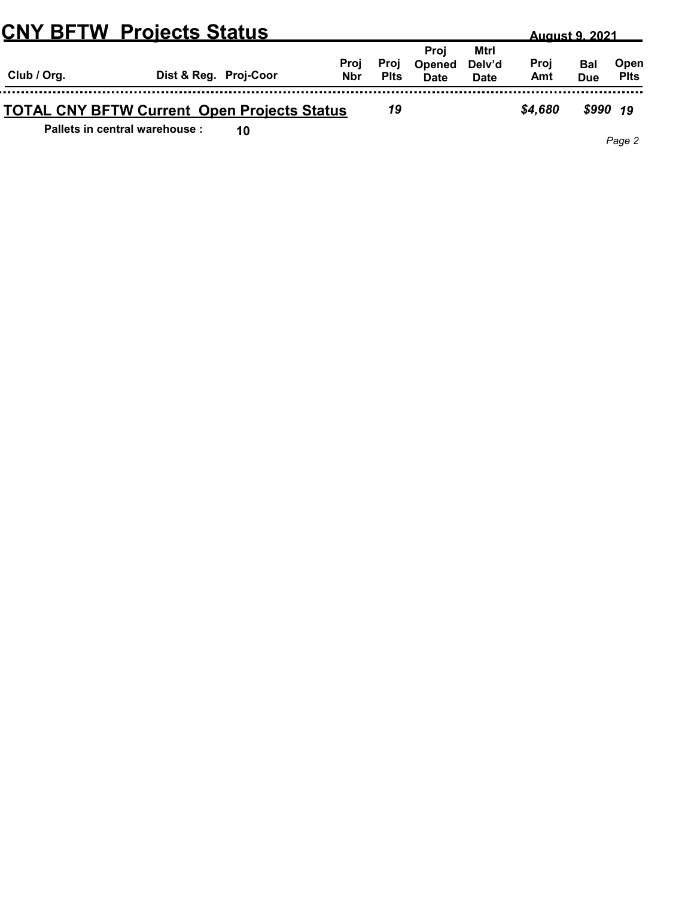# CNY BFTW Projects Status

August 9, 2021

| Club / Org. | Dist & Reg. | Proj-Coor | Proj Nbr | Proj Plts | Proj Opened Date | Mtrl Delv'd Date | Proj Amt | Bal Due | Open Plts |
|---|---|---|---|---|---|---|---|---|---|
| **TOTAL CNY BFTW Current Open Projects Status** | | | | *19* | | | *$4,680* | *$990* | *19* |

**Pallets in central warehouse : 10**